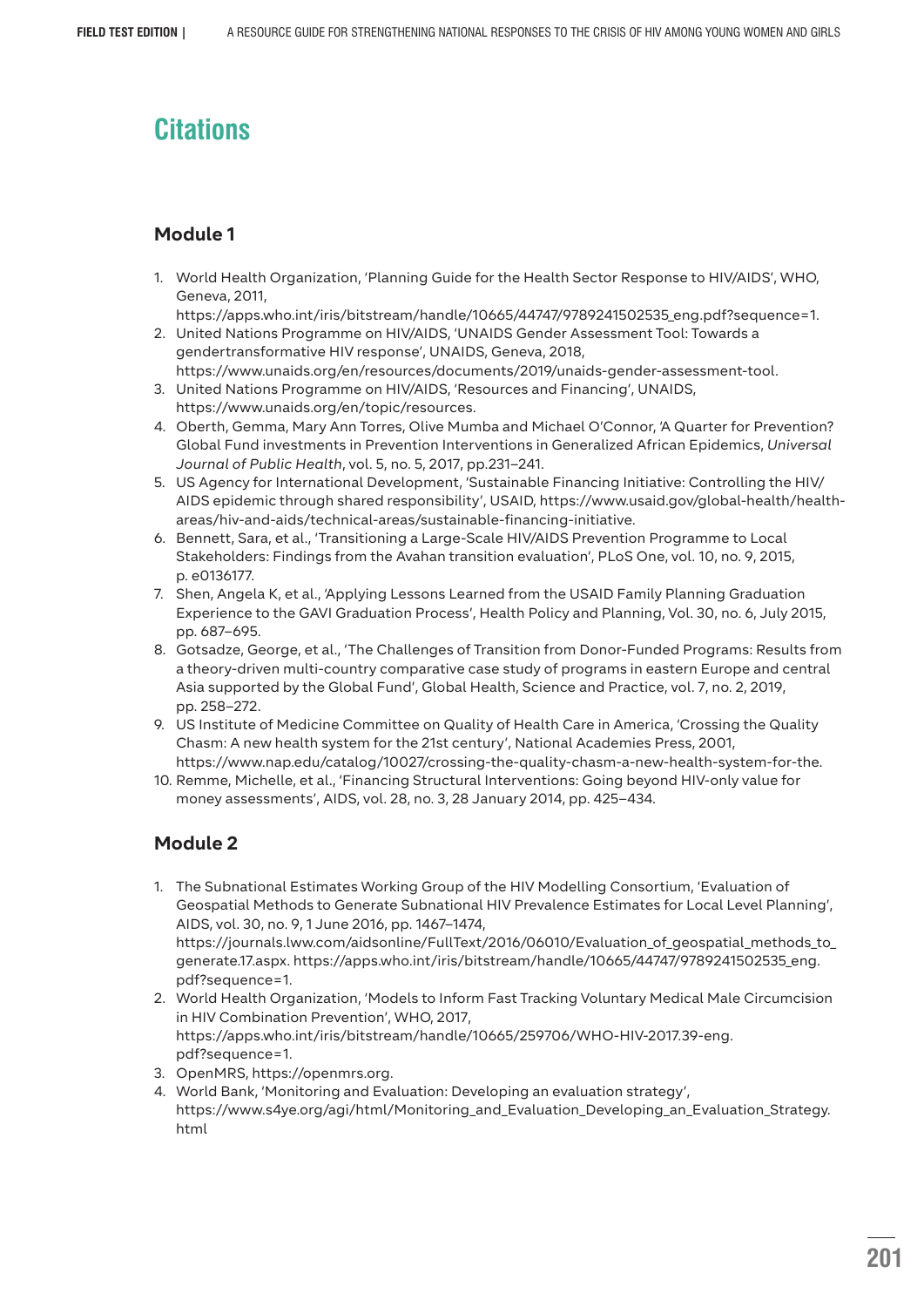# Citations

## Module 1

1. World Health Organization, 'Planning Guide for the Health Sector Response to HIV/AIDS', WHO, Geneva, 2011, https://apps.who.int/iris/bitstream/handle/10665/44747/9789241502535_eng.pdf?sequence=1.
2. United Nations Programme on HIV/AIDS, 'UNAIDS Gender Assessment Tool: Towards a gendertransformative HIV response', UNAIDS, Geneva, 2018, https://www.unaids.org/en/resources/documents/2019/unaids-gender-assessment-tool.
3. United Nations Programme on HIV/AIDS, 'Resources and Financing', UNAIDS, https://www.unaids.org/en/topic/resources.
4. Oberth, Gemma, Mary Ann Torres, Olive Mumba and Michael O'Connor, 'A Quarter for Prevention? Global Fund investments in Prevention Interventions in Generalized African Epidemics, *Universal Journal of Public Health*, vol. 5, no. 5, 2017, pp.231–241.
5. US Agency for International Development, 'Sustainable Financing Initiative: Controlling the HIV/AIDS epidemic through shared responsibility', USAID, https://www.usaid.gov/global-health/health-areas/hiv-and-aids/technical-areas/sustainable-financing-initiative.
6. Bennett, Sara, et al., 'Transitioning a Large-Scale HIV/AIDS Prevention Programme to Local Stakeholders: Findings from the Avahan transition evaluation', PLoS One, vol. 10, no. 9, 2015, p. e0136177.
7. Shen, Angela K, et al., 'Applying Lessons Learned from the USAID Family Planning Graduation Experience to the GAVI Graduation Process', Health Policy and Planning, Vol. 30, no. 6, July 2015, pp. 687–695.
8. Gotsadze, George, et al., 'The Challenges of Transition from Donor-Funded Programs: Results from a theory-driven multi-country comparative case study of programs in eastern Europe and central Asia supported by the Global Fund', Global Health, Science and Practice, vol. 7, no. 2, 2019, pp. 258–272.
9. US Institute of Medicine Committee on Quality of Health Care in America, 'Crossing the Quality Chasm: A new health system for the 21st century', National Academies Press, 2001, https://www.nap.edu/catalog/10027/crossing-the-quality-chasm-a-new-health-system-for-the.
10. Remme, Michelle, et al., 'Financing Structural Interventions: Going beyond HIV-only value for money assessments', AIDS, vol. 28, no. 3, 28 January 2014, pp. 425–434.

## Module 2

1. The Subnational Estimates Working Group of the HIV Modelling Consortium, 'Evaluation of Geospatial Methods to Generate Subnational HIV Prevalence Estimates for Local Level Planning', AIDS, vol. 30, no. 9, 1 June 2016, pp. 1467–1474, https://journals.lww.com/aidsonline/FullText/2016/06010/Evaluation_of_geospatial_methods_to_generate.17.aspx. https://apps.who.int/iris/bitstream/handle/10665/44747/9789241502535_eng.pdf?sequence=1.
2. World Health Organization, 'Models to Inform Fast Tracking Voluntary Medical Male Circumcision in HIV Combination Prevention', WHO, 2017, https://apps.who.int/iris/bitstream/handle/10665/259706/WHO-HIV-2017.39-eng.pdf?sequence=1.
3. OpenMRS, https://openmrs.org.
4. World Bank, 'Monitoring and Evaluation: Developing an evaluation strategy', https://www.s4ye.org/agi/html/Monitoring_and_Evaluation_Developing_an_Evaluation_Strategy.html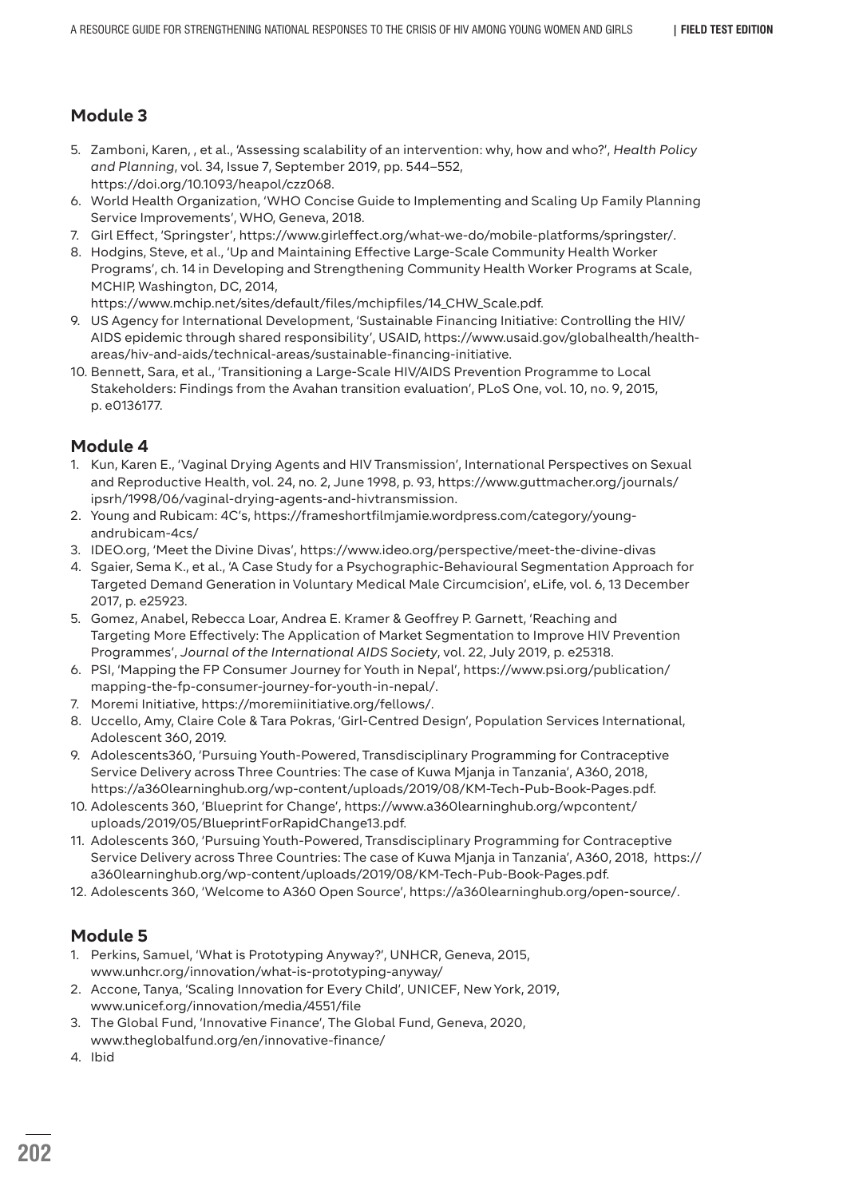## Module 3

5. Zamboni, Karen, , et al., 'Assessing scalability of an intervention: why, how and who?', *Health Policy and Planning*, vol. 34, Issue 7, September 2019, pp. 544–552, https://doi.org/10.1093/heapol/czz068.
6. World Health Organization, 'WHO Concise Guide to Implementing and Scaling Up Family Planning Service Improvements', WHO, Geneva, 2018.
7. Girl Effect, 'Springster', https://www.girleffect.org/what-we-do/mobile-platforms/springster/.
8. Hodgins, Steve, et al., 'Up and Maintaining Effective Large-Scale Community Health Worker Programs', ch. 14 in Developing and Strengthening Community Health Worker Programs at Scale, MCHIP, Washington, DC, 2014, https://www.mchip.net/sites/default/files/mchipfiles/14_CHW_Scale.pdf.
9. US Agency for International Development, 'Sustainable Financing Initiative: Controlling the HIV/AIDS epidemic through shared responsibility', USAID, https://www.usaid.gov/globalhealth/health-areas/hiv-and-aids/technical-areas/sustainable-financing-initiative.
10. Bennett, Sara, et al., 'Transitioning a Large-Scale HIV/AIDS Prevention Programme to Local Stakeholders: Findings from the Avahan transition evaluation', PLoS One, vol. 10, no. 9, 2015, p. e0136177.

## Module 4

1. Kun, Karen E., 'Vaginal Drying Agents and HIV Transmission', International Perspectives on Sexual and Reproductive Health, vol. 24, no. 2, June 1998, p. 93, https://www.guttmacher.org/journals/ipsrh/1998/06/vaginal-drying-agents-and-hivtransmission.
2. Young and Rubicam: 4C's, https://frameshortfilmjamie.wordpress.com/category/young-andrubicam-4cs/
3. IDEO.org, 'Meet the Divine Divas', https://www.ideo.org/perspective/meet-the-divine-divas
4. Sgaier, Sema K., et al., 'A Case Study for a Psychographic-Behavioural Segmentation Approach for Targeted Demand Generation in Voluntary Medical Male Circumcision', eLife, vol. 6, 13 December 2017, p. e25923.
5. Gomez, Anabel, Rebecca Loar, Andrea E. Kramer & Geoffrey P. Garnett, 'Reaching and Targeting More Effectively: The Application of Market Segmentation to Improve HIV Prevention Programmes', *Journal of the International AIDS Society*, vol. 22, July 2019, p. e25318.
6. PSI, 'Mapping the FP Consumer Journey for Youth in Nepal', https://www.psi.org/publication/mapping-the-fp-consumer-journey-for-youth-in-nepal/.
7. Moremi Initiative, https://moremiinitiative.org/fellows/.
8. Uccello, Amy, Claire Cole & Tara Pokras, 'Girl-Centred Design', Population Services International, Adolescent 360, 2019.
9. Adolescents360, 'Pursuing Youth-Powered, Transdisciplinary Programming for Contraceptive Service Delivery across Three Countries: The case of Kuwa Mjanja in Tanzania', A360, 2018, https://a360learninghub.org/wp-content/uploads/2019/08/KM-Tech-Pub-Book-Pages.pdf.
10. Adolescents 360, 'Blueprint for Change', https://www.a360learninghub.org/wpcontent/uploads/2019/05/BlueprintForRapidChange13.pdf.
11. Adolescents 360, 'Pursuing Youth-Powered, Transdisciplinary Programming for Contraceptive Service Delivery across Three Countries: The case of Kuwa Mjanja in Tanzania', A360, 2018, https://a360learninghub.org/wp-content/uploads/2019/08/KM-Tech-Pub-Book-Pages.pdf.
12. Adolescents 360, 'Welcome to A360 Open Source', https://a360learninghub.org/open-source/.

## Module 5

1. Perkins, Samuel, 'What is Prototyping Anyway?', UNHCR, Geneva, 2015, www.unhcr.org/innovation/what-is-prototyping-anyway/
2. Accone, Tanya, 'Scaling Innovation for Every Child', UNICEF, New York, 2019, www.unicef.org/innovation/media/4551/file
3. The Global Fund, 'Innovative Finance', The Global Fund, Geneva, 2020, www.theglobalfund.org/en/innovative-finance/
4. Ibid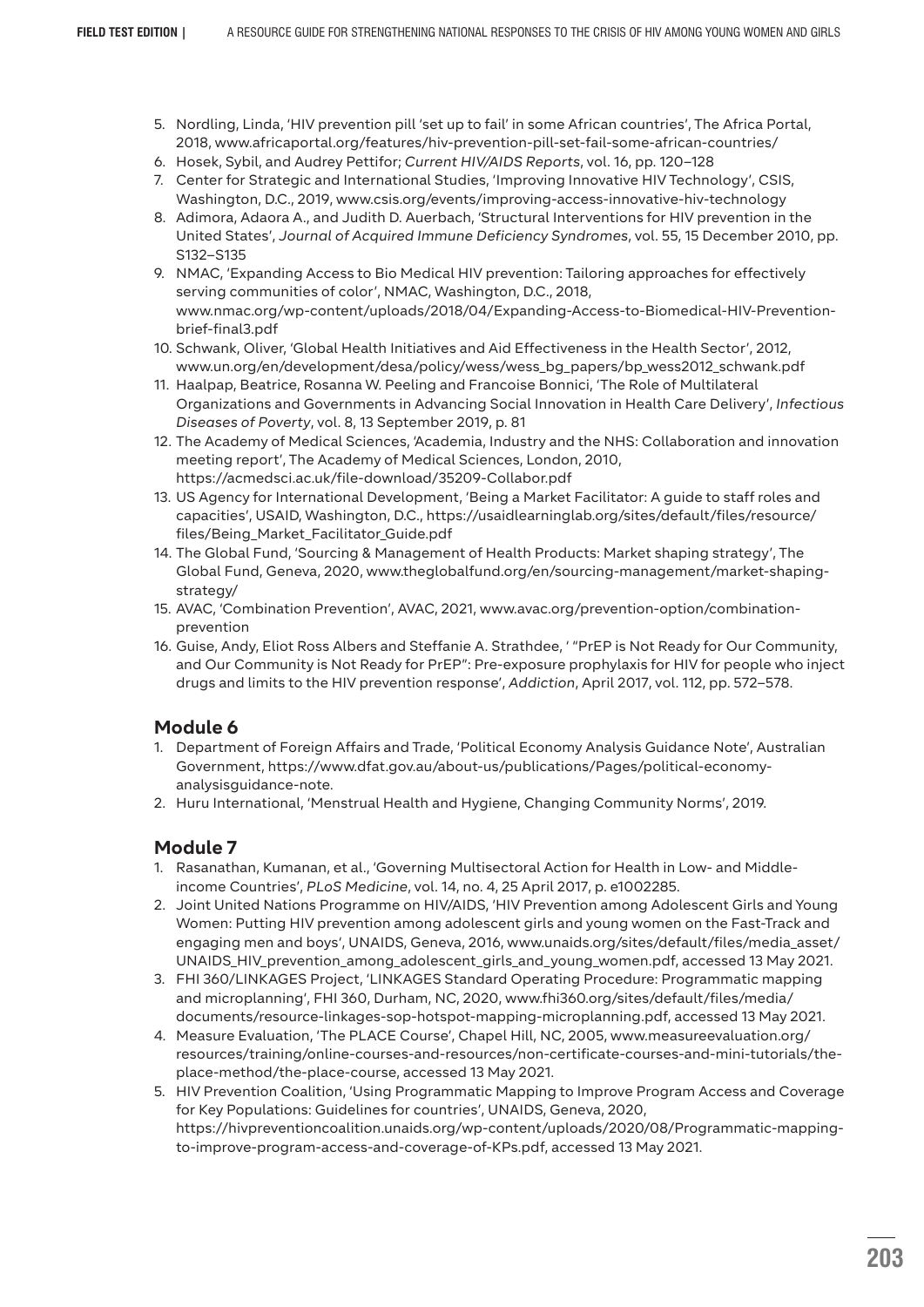5. Nordling, Linda, 'HIV prevention pill 'set up to fail' in some African countries', The Africa Portal, 2018, www.africaportal.org/features/hiv-prevention-pill-set-fail-some-african-countries/
6. Hosek, Sybil, and Audrey Pettifor; *Current HIV/AIDS Reports*, vol. 16, pp. 120–128
7. Center for Strategic and International Studies, 'Improving Innovative HIV Technology', CSIS, Washington, D.C., 2019, www.csis.org/events/improving-access-innovative-hiv-technology
8. Adimora, Adaora A., and Judith D. Auerbach, 'Structural Interventions for HIV prevention in the United States', *Journal of Acquired Immune Deficiency Syndromes*, vol. 55, 15 December 2010, pp. S132–S135
9. NMAC, 'Expanding Access to Bio Medical HIV prevention: Tailoring approaches for effectively serving communities of color', NMAC, Washington, D.C., 2018, www.nmac.org/wp-content/uploads/2018/04/Expanding-Access-to-Biomedical-HIV-Prevention-brief-final3.pdf
10. Schwank, Oliver, 'Global Health Initiatives and Aid Effectiveness in the Health Sector', 2012, www.un.org/en/development/desa/policy/wess/wess_bg_papers/bp_wess2012_schwank.pdf
11. Haalpap, Beatrice, Rosanna W. Peeling and Francoise Bonnici, 'The Role of Multilateral Organizations and Governments in Advancing Social Innovation in Health Care Delivery', *Infectious Diseases of Poverty*, vol. 8, 13 September 2019, p. 81
12. The Academy of Medical Sciences, 'Academia, Industry and the NHS: Collaboration and innovation meeting report', The Academy of Medical Sciences, London, 2010, https://acmedsci.ac.uk/file-download/35209-Collabor.pdf
13. US Agency for International Development, 'Being a Market Facilitator: A guide to staff roles and capacities', USAID, Washington, D.C., https://usaidlearninglab.org/sites/default/files/resource/files/Being_Market_Facilitator_Guide.pdf
14. The Global Fund, 'Sourcing & Management of Health Products: Market shaping strategy', The Global Fund, Geneva, 2020, www.theglobalfund.org/en/sourcing-management/market-shaping-strategy/
15. AVAC, 'Combination Prevention', AVAC, 2021, www.avac.org/prevention-option/combination-prevention
16. Guise, Andy, Eliot Ross Albers and Steffanie A. Strathdee, ' "PrEP is Not Ready for Our Community, and Our Community is Not Ready for PrEP": Pre-exposure prophylaxis for HIV for people who inject drugs and limits to the HIV prevention response', *Addiction*, April 2017, vol. 112, pp. 572–578.

## Module 6

1. Department of Foreign Affairs and Trade, 'Political Economy Analysis Guidance Note', Australian Government, https://www.dfat.gov.au/about-us/publications/Pages/political-economy-analysisguidance-note.
2. Huru International, 'Menstrual Health and Hygiene, Changing Community Norms', 2019.

## Module 7

1. Rasanathan, Kumanan, et al., 'Governing Multisectoral Action for Health in Low- and Middle-income Countries', *PLoS Medicine*, vol. 14, no. 4, 25 April 2017, p. e1002285.
2. Joint United Nations Programme on HIV/AIDS, 'HIV Prevention among Adolescent Girls and Young Women: Putting HIV prevention among adolescent girls and young women on the Fast-Track and engaging men and boys', UNAIDS, Geneva, 2016, www.unaids.org/sites/default/files/media_asset/UNAIDS_HIV_prevention_among_adolescent_girls_and_young_women.pdf, accessed 13 May 2021.
3. FHI 360/LINKAGES Project, 'LINKAGES Standard Operating Procedure: Programmatic mapping and microplanning', FHI 360, Durham, NC, 2020, www.fhi360.org/sites/default/files/media/documents/resource-linkages-sop-hotspot-mapping-microplanning.pdf, accessed 13 May 2021.
4. Measure Evaluation, 'The PLACE Course', Chapel Hill, NC, 2005, www.measureevaluation.org/resources/training/online-courses-and-resources/non-certificate-courses-and-mini-tutorials/the-place-method/the-place-course, accessed 13 May 2021.
5. HIV Prevention Coalition, 'Using Programmatic Mapping to Improve Program Access and Coverage for Key Populations: Guidelines for countries', UNAIDS, Geneva, 2020, https://hivpreventioncoalition.unaids.org/wp-content/uploads/2020/08/Programmatic-mapping-to-improve-program-access-and-coverage-of-KPs.pdf, accessed 13 May 2021.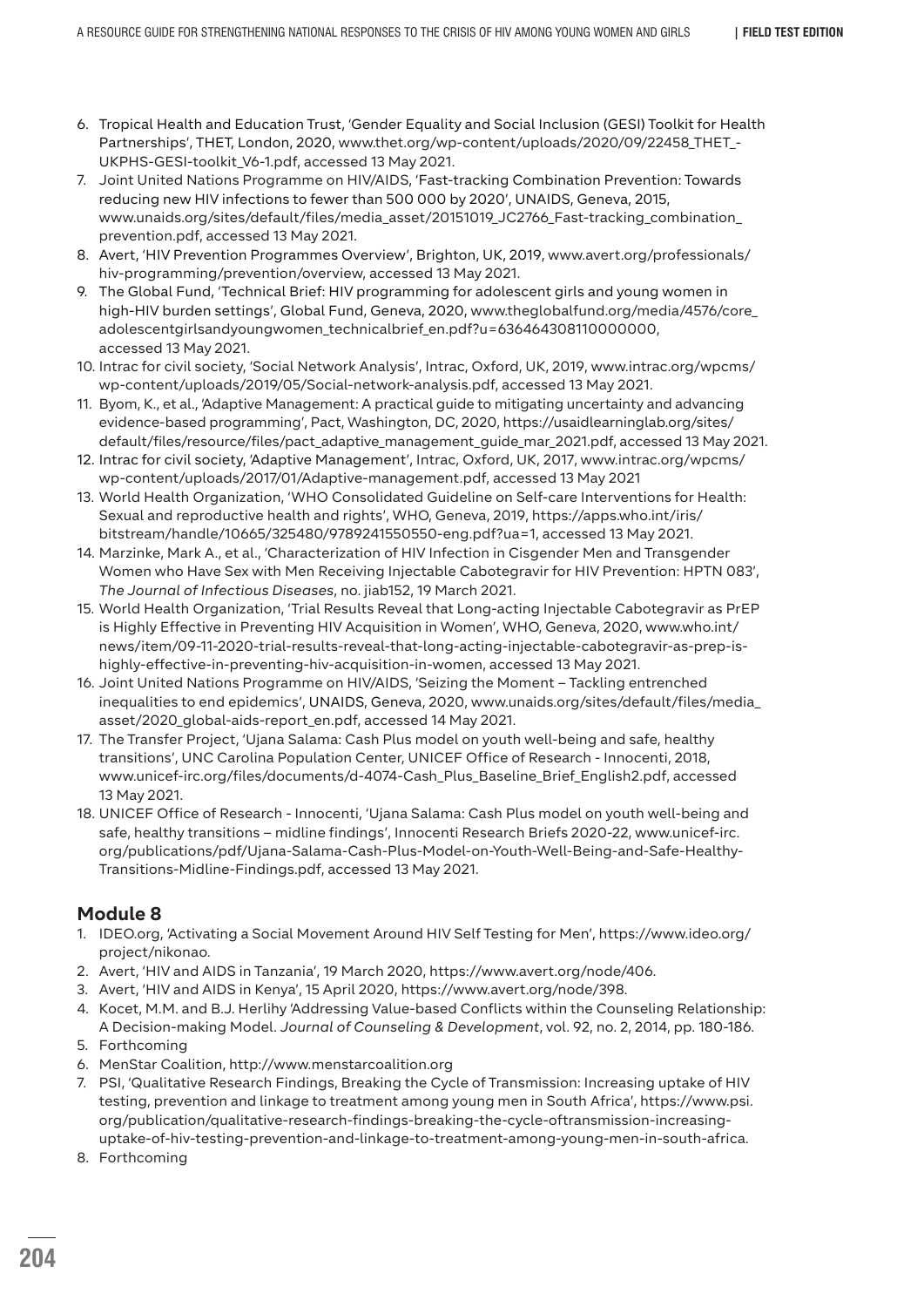6. Tropical Health and Education Trust, 'Gender Equality and Social Inclusion (GESI) Toolkit for Health Partnerships', THET, London, 2020, www.thet.org/wp-content/uploads/2020/09/22458_THET_-UKPHS-GESI-toolkit_V6-1.pdf, accessed 13 May 2021.
7. Joint United Nations Programme on HIV/AIDS, 'Fast-tracking Combination Prevention: Towards reducing new HIV infections to fewer than 500 000 by 2020', UNAIDS, Geneva, 2015, www.unaids.org/sites/default/files/media_asset/20151019_JC2766_Fast-tracking_combination_prevention.pdf, accessed 13 May 2021.
8. Avert, 'HIV Prevention Programmes Overview', Brighton, UK, 2019, www.avert.org/professionals/hiv-programming/prevention/overview, accessed 13 May 2021.
9. The Global Fund, 'Technical Brief: HIV programming for adolescent girls and young women in high-HIV burden settings', Global Fund, Geneva, 2020, www.theglobalfund.org/media/4576/core_adolescentgirlsandyoungwomen_technicalbrief_en.pdf?u=636464308110000000, accessed 13 May 2021.
10. Intrac for civil society, 'Social Network Analysis', Intrac, Oxford, UK, 2019, www.intrac.org/wpcms/wp-content/uploads/2019/05/Social-network-analysis.pdf, accessed 13 May 2021.
11. Byom, K., et al., 'Adaptive Management: A practical guide to mitigating uncertainty and advancing evidence-based programming', Pact, Washington, DC, 2020, https://usaidlearninglab.org/sites/default/files/resource/files/pact_adaptive_management_guide_mar_2021.pdf, accessed 13 May 2021.
12. Intrac for civil society, 'Adaptive Management', Intrac, Oxford, UK, 2017, www.intrac.org/wpcms/wp-content/uploads/2017/01/Adaptive-management.pdf, accessed 13 May 2021
13. World Health Organization, 'WHO Consolidated Guideline on Self-care Interventions for Health: Sexual and reproductive health and rights', WHO, Geneva, 2019, https://apps.who.int/iris/bitstream/handle/10665/325480/9789241550550-eng.pdf?ua=1, accessed 13 May 2021.
14. Marzinke, Mark A., et al., 'Characterization of HIV Infection in Cisgender Men and Transgender Women who Have Sex with Men Receiving Injectable Cabotegravir for HIV Prevention: HPTN 083', *The Journal of Infectious Diseases*, no. jiab152, 19 March 2021.
15. World Health Organization, 'Trial Results Reveal that Long-acting Injectable Cabotegravir as PrEP is Highly Effective in Preventing HIV Acquisition in Women', WHO, Geneva, 2020, www.who.int/news/item/09-11-2020-trial-results-reveal-that-long-acting-injectable-cabotegravir-as-prep-is-highly-effective-in-preventing-hiv-acquisition-in-women, accessed 13 May 2021.
16. Joint United Nations Programme on HIV/AIDS, 'Seizing the Moment – Tackling entrenched inequalities to end epidemics', UNAIDS, Geneva, 2020, www.unaids.org/sites/default/files/media_asset/2020_global-aids-report_en.pdf, accessed 14 May 2021.
17. The Transfer Project, 'Ujana Salama: Cash Plus model on youth well-being and safe, healthy transitions', UNC Carolina Population Center, UNICEF Office of Research - Innocenti, 2018, www.unicef-irc.org/files/documents/d-4074-Cash_Plus_Baseline_Brief_English2.pdf, accessed 13 May 2021.
18. UNICEF Office of Research - Innocenti, 'Ujana Salama: Cash Plus model on youth well-being and safe, healthy transitions – midline findings', Innocenti Research Briefs 2020-22, www.unicef-irc.org/publications/pdf/Ujana-Salama-Cash-Plus-Model-on-Youth-Well-Being-and-Safe-Healthy-Transitions-Midline-Findings.pdf, accessed 13 May 2021.

## Module 8

1. IDEO.org, 'Activating a Social Movement Around HIV Self Testing for Men', https://www.ideo.org/project/nikonao.
2. Avert, 'HIV and AIDS in Tanzania', 19 March 2020, https://www.avert.org/node/406.
3. Avert, 'HIV and AIDS in Kenya', 15 April 2020, https://www.avert.org/node/398.
4. Kocet, M.M. and B.J. Herlihy 'Addressing Value-based Conflicts within the Counseling Relationship: A Decision-making Model. *Journal of Counseling & Development*, vol. 92, no. 2, 2014, pp. 180-186.
5. Forthcoming
6. MenStar Coalition, http://www.menstarcoalition.org
7. PSI, 'Qualitative Research Findings, Breaking the Cycle of Transmission: Increasing uptake of HIV testing, prevention and linkage to treatment among young men in South Africa', https://www.psi.org/publication/qualitative-research-findings-breaking-the-cycle-oftransmission-increasing-uptake-of-hiv-testing-prevention-and-linkage-to-treatment-among-young-men-in-south-africa.
8. Forthcoming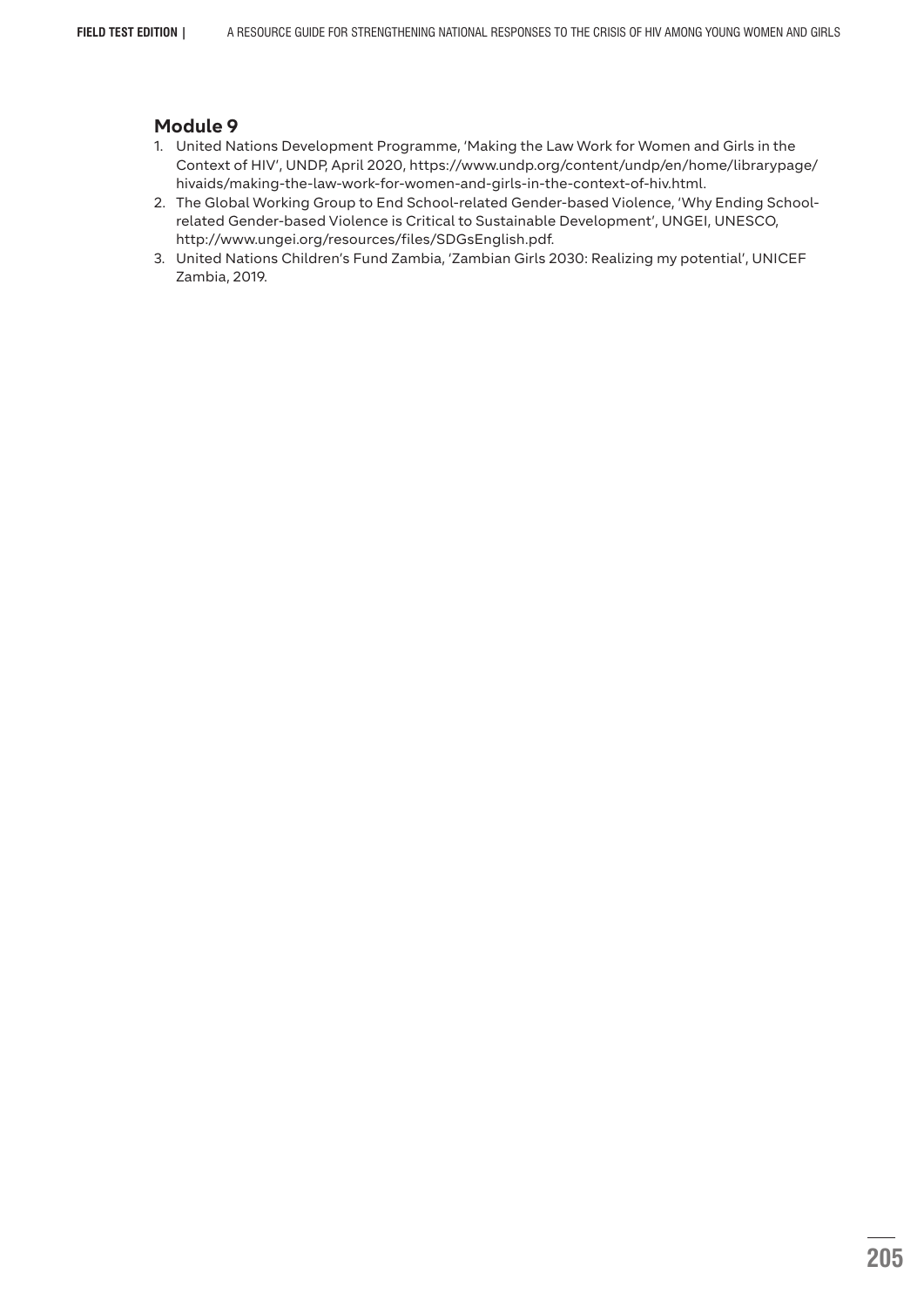## Module 9

1. United Nations Development Programme, 'Making the Law Work for Women and Girls in the Context of HIV', UNDP, April 2020, https://www.undp.org/content/undp/en/home/librarypage/hivaids/making-the-law-work-for-women-and-girls-in-the-context-of-hiv.html.
2. The Global Working Group to End School-related Gender-based Violence, 'Why Ending School-related Gender-based Violence is Critical to Sustainable Development', UNGEI, UNESCO, http://www.ungei.org/resources/files/SDGsEnglish.pdf.
3. United Nations Children's Fund Zambia, 'Zambian Girls 2030: Realizing my potential', UNICEF Zambia, 2019.